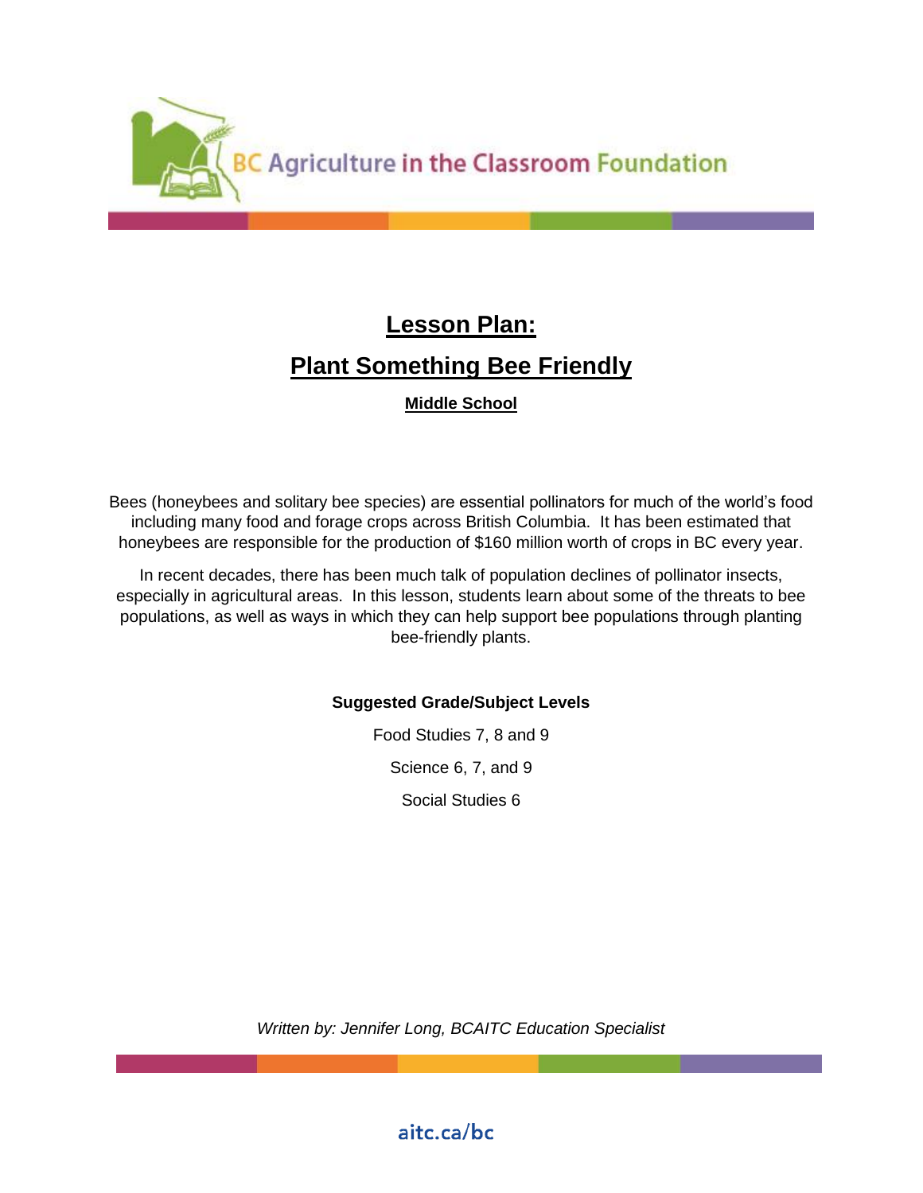BC Agriculture in the Classroom Foundation

# Lesson Plan:

# Plant Something Bee Friendly

**Middle School**

Bees (honeybees and solitary bee species) are essential pollinators for much of the world's food including many food and forage crops across British Columbia. It has been estimated that honeybees are responsible for the production of $160 million worth of crops in BC every year.

In recent decades, there has been much talk of population declines of pollinator insects, especially in agricultural areas. In this lesson, students learn about some of the threats to bee populations, as well as ways in which they can help support bee populations through planting bee-friendly plants.

**Suggested Grade/Subject Levels**

Food Studies 7, 8 and 9

Science 6, 7, and 9

Social Studies 6

*Written by: Jennifer Long, BCAITC Education Specialist*

aitc.ca/bc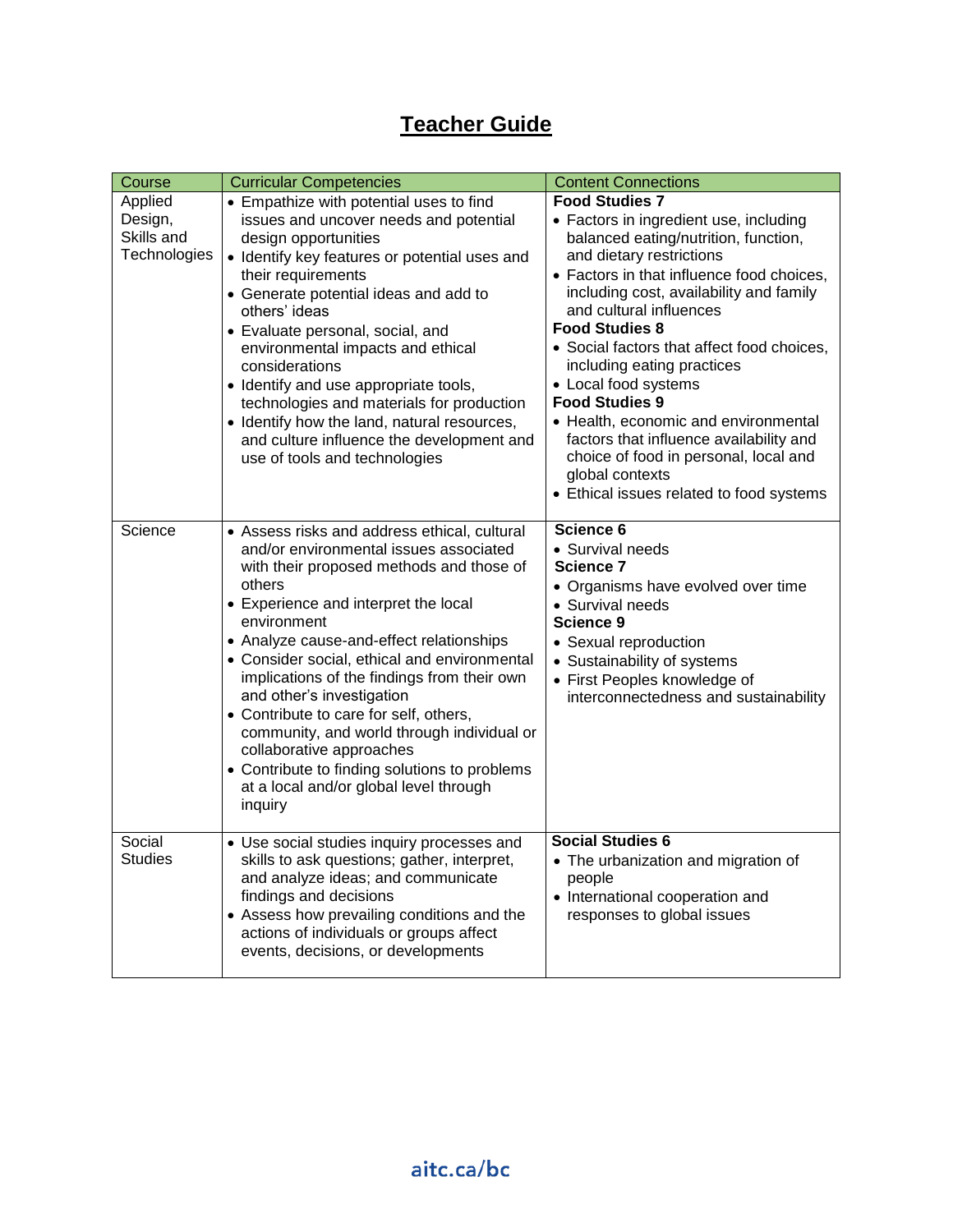# Teacher Guide

| Course | Curricular Competencies | Content Connections |
|---|---|---|
| Applied Design, Skills and Technologies | • Empathize with potential uses to find issues and uncover needs and potential design opportunities<br>• Identify key features or potential uses and their requirements<br>• Generate potential ideas and add to others' ideas<br>• Evaluate personal, social, and environmental impacts and ethical considerations<br>• Identify and use appropriate tools, technologies and materials for production<br>• Identify how the land, natural resources, and culture influence the development and use of tools and technologies | **Food Studies 7**<br>• Factors in ingredient use, including balanced eating/nutrition, function, and dietary restrictions<br>• Factors in that influence food choices, including cost, availability and family and cultural influences<br>**Food Studies 8**<br>• Social factors that affect food choices, including eating practices<br>• Local food systems<br>**Food Studies 9**<br>• Health, economic and environmental factors that influence availability and choice of food in personal, local and global contexts<br>• Ethical issues related to food systems |
| Science | • Assess risks and address ethical, cultural and/or environmental issues associated with their proposed methods and those of others<br>• Experience and interpret the local environment<br>• Analyze cause-and-effect relationships<br>• Consider social, ethical and environmental implications of the findings from their own and other's investigation<br>• Contribute to care for self, others, community, and world through individual or collaborative approaches<br>• Contribute to finding solutions to problems at a local and/or global level through inquiry | **Science 6**<br>• Survival needs<br>**Science 7**<br>• Organisms have evolved over time<br>• Survival needs<br>**Science 9**<br>• Sexual reproduction<br>• Sustainability of systems<br>• First Peoples knowledge of interconnectedness and sustainability |
| Social Studies | • Use social studies inquiry processes and skills to ask questions; gather, interpret, and analyze ideas; and communicate findings and decisions<br>• Assess how prevailing conditions and the actions of individuals or groups affect events, decisions, or developments | **Social Studies 6**<br>• The urbanization and migration of people<br>• International cooperation and responses to global issues |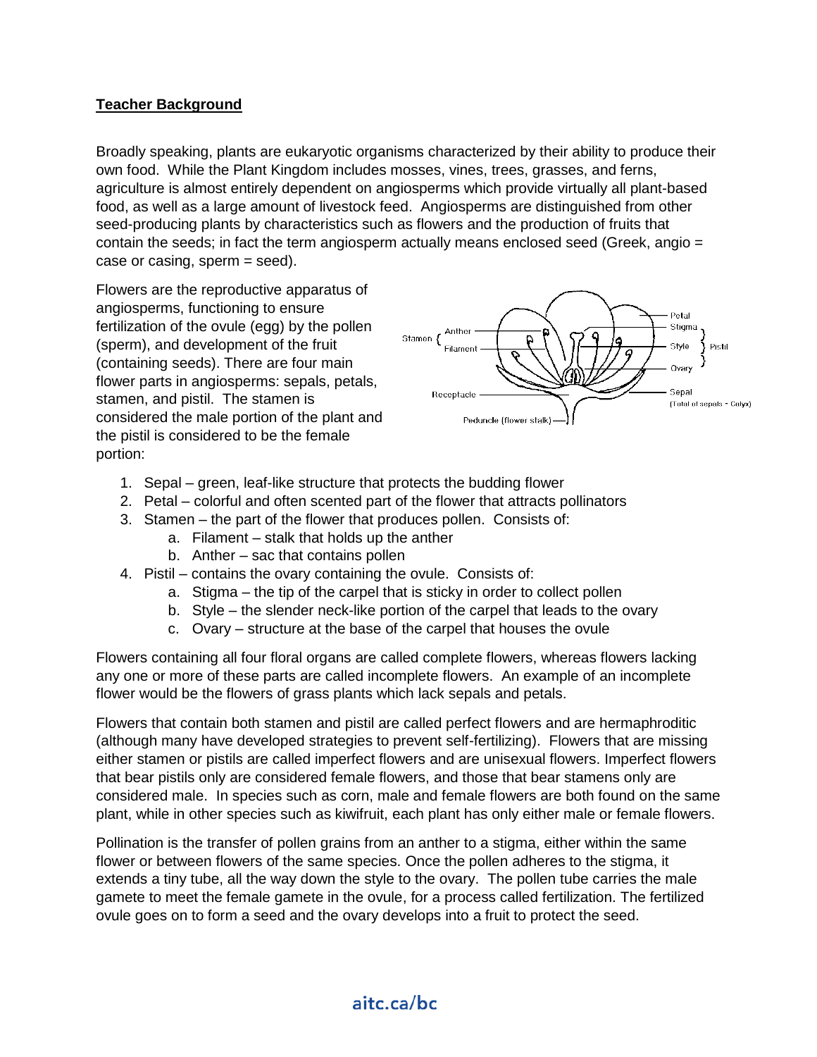**Teacher Background**

Broadly speaking, plants are eukaryotic organisms characterized by their ability to produce their own food. While the Plant Kingdom includes mosses, vines, trees, grasses, and ferns, agriculture is almost entirely dependent on angiosperms which provide virtually all plant-based food, as well as a large amount of livestock feed. Angiosperms are distinguished from other seed-producing plants by characteristics such as flowers and the production of fruits that contain the seeds; in fact the term angiosperm actually means enclosed seed (Greek, angio = case or casing, sperm = seed).

Flowers are the reproductive apparatus of angiosperms, functioning to ensure fertilization of the ovule (egg) by the pollen (sperm), and development of the fruit (containing seeds). There are four main flower parts in angiosperms: sepals, petals, stamen, and pistil. The stamen is considered the male portion of the plant and the pistil is considered to be the female portion:

1. Sepal – green, leaf-like structure that protects the budding flower
2. Petal – colorful and often scented part of the flower that attracts pollinators
3. Stamen – the part of the flower that produces pollen. Consists of:
   a. Filament – stalk that holds up the anther
   b. Anther – sac that contains pollen
4. Pistil – contains the ovary containing the ovule. Consists of:
   a. Stigma – the tip of the carpel that is sticky in order to collect pollen
   b. Style – the slender neck-like portion of the carpel that leads to the ovary
   c. Ovary – structure at the base of the carpel that houses the ovule

Flowers containing all four floral organs are called complete flowers, whereas flowers lacking any one or more of these parts are called incomplete flowers. An example of an incomplete flower would be the flowers of grass plants which lack sepals and petals.

Flowers that contain both stamen and pistil are called perfect flowers and are hermaphroditic (although many have developed strategies to prevent self-fertilizing). Flowers that are missing either stamen or pistils are called imperfect flowers and are unisexual flowers. Imperfect flowers that bear pistils only are considered female flowers, and those that bear stamens only are considered male. In species such as corn, male and female flowers are both found on the same plant, while in other species such as kiwifruit, each plant has only either male or female flowers.

Pollination is the transfer of pollen grains from an anther to a stigma, either within the same flower or between flowers of the same species. Once the pollen adheres to the stigma, it extends a tiny tube, all the way down the style to the ovary. The pollen tube carries the male gamete to meet the female gamete in the ovule, for a process called fertilization. The fertilized ovule goes on to form a seed and the ovary develops into a fruit to protect the seed.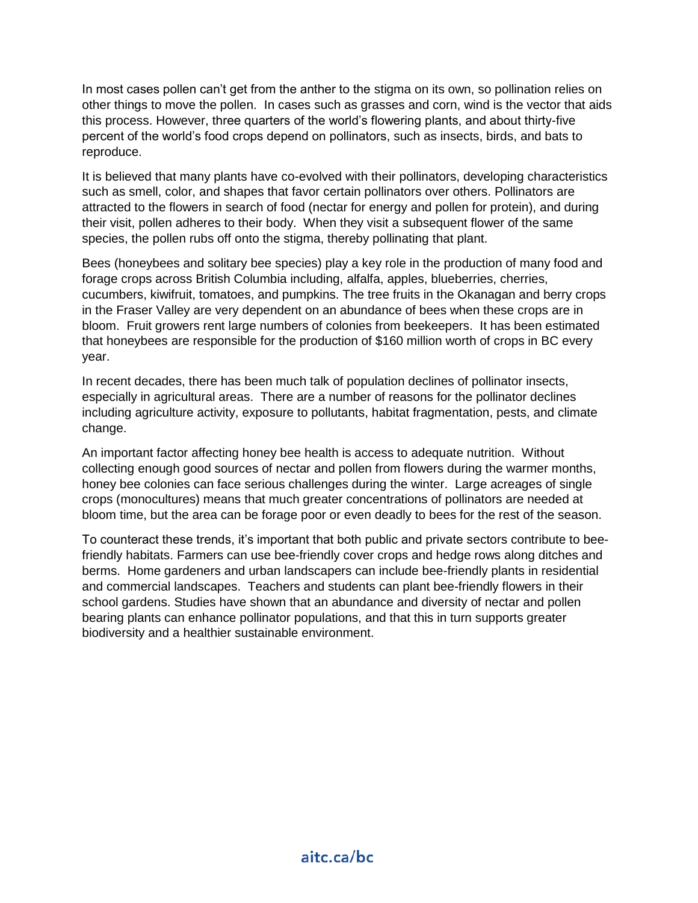In most cases pollen can't get from the anther to the stigma on its own, so pollination relies on other things to move the pollen. In cases such as grasses and corn, wind is the vector that aids this process. However, three quarters of the world's flowering plants, and about thirty-five percent of the world's food crops depend on pollinators, such as insects, birds, and bats to reproduce.

It is believed that many plants have co-evolved with their pollinators, developing characteristics such as smell, color, and shapes that favor certain pollinators over others. Pollinators are attracted to the flowers in search of food (nectar for energy and pollen for protein), and during their visit, pollen adheres to their body. When they visit a subsequent flower of the same species, the pollen rubs off onto the stigma, thereby pollinating that plant.

Bees (honeybees and solitary bee species) play a key role in the production of many food and forage crops across British Columbia including, alfalfa, apples, blueberries, cherries, cucumbers, kiwifruit, tomatoes, and pumpkins. The tree fruits in the Okanagan and berry crops in the Fraser Valley are very dependent on an abundance of bees when these crops are in bloom. Fruit growers rent large numbers of colonies from beekeepers. It has been estimated that honeybees are responsible for the production of $160 million worth of crops in BC every year.

In recent decades, there has been much talk of population declines of pollinator insects, especially in agricultural areas. There are a number of reasons for the pollinator declines including agriculture activity, exposure to pollutants, habitat fragmentation, pests, and climate change.

An important factor affecting honey bee health is access to adequate nutrition. Without collecting enough good sources of nectar and pollen from flowers during the warmer months, honey bee colonies can face serious challenges during the winter. Large acreages of single crops (monocultures) means that much greater concentrations of pollinators are needed at bloom time, but the area can be forage poor or even deadly to bees for the rest of the season.

To counteract these trends, it's important that both public and private sectors contribute to bee-friendly habitats. Farmers can use bee-friendly cover crops and hedge rows along ditches and berms. Home gardeners and urban landscapers can include bee-friendly plants in residential and commercial landscapes. Teachers and students can plant bee-friendly flowers in their school gardens. Studies have shown that an abundance and diversity of nectar and pollen bearing plants can enhance pollinator populations, and that this in turn supports greater biodiversity and a healthier sustainable environment.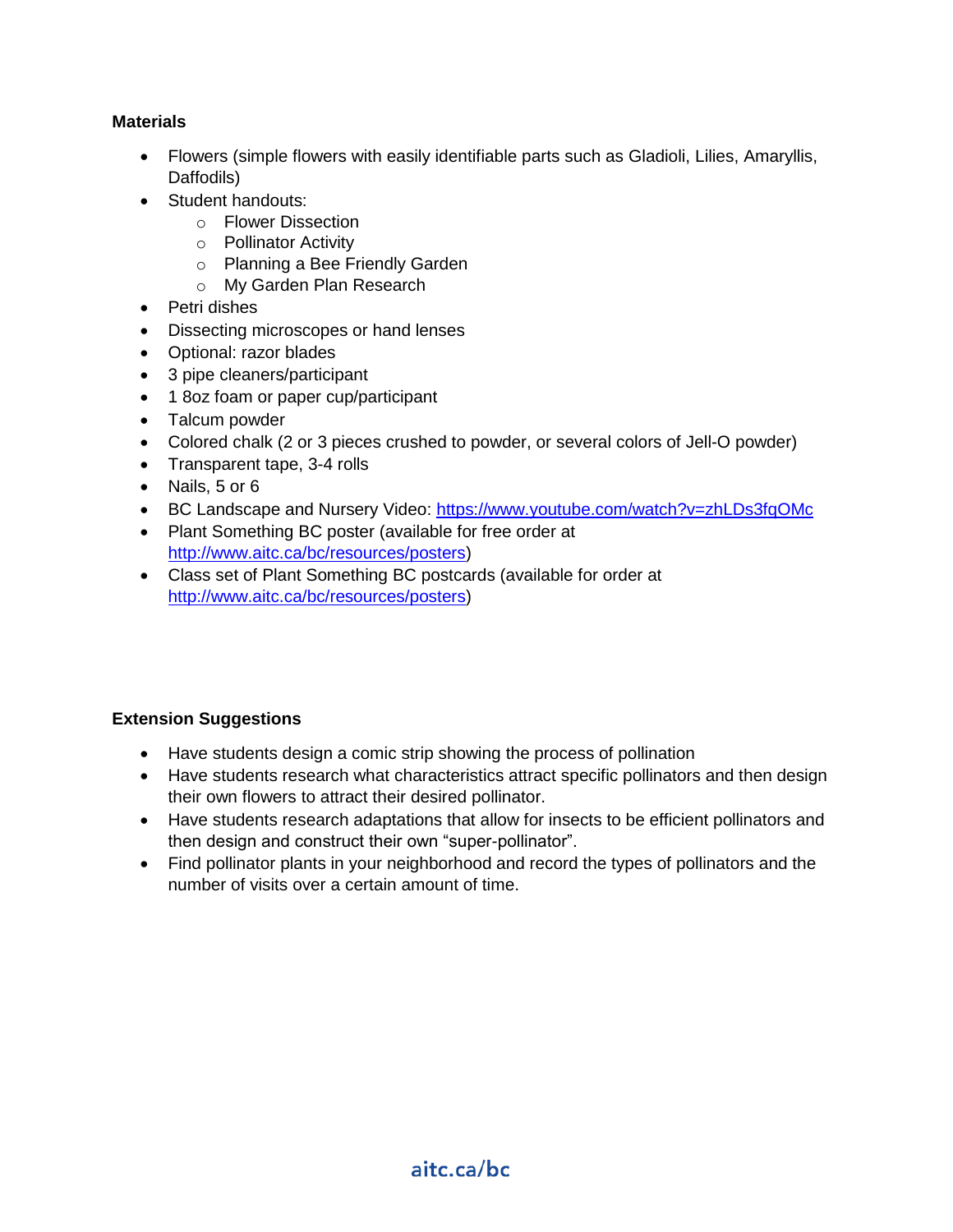**Materials**

- Flowers (simple flowers with easily identifiable parts such as Gladioli, Lilies, Amaryllis, Daffodils)
- Student handouts:
  - Flower Dissection
  - Pollinator Activity
  - Planning a Bee Friendly Garden
  - My Garden Plan Research
- Petri dishes
- Dissecting microscopes or hand lenses
- Optional: razor blades
- 3 pipe cleaners/participant
- 1 8oz foam or paper cup/participant
- Talcum powder
- Colored chalk (2 or 3 pieces crushed to powder, or several colors of Jell-O powder)
- Transparent tape, 3-4 rolls
- Nails, 5 or 6
- BC Landscape and Nursery Video: https://www.youtube.com/watch?v=zhLDs3fqOMc
- Plant Something BC poster (available for free order at http://www.aitc.ca/bc/resources/posters)
- Class set of Plant Something BC postcards (available for order at http://www.aitc.ca/bc/resources/posters)

**Extension Suggestions**

- Have students design a comic strip showing the process of pollination
- Have students research what characteristics attract specific pollinators and then design their own flowers to attract their desired pollinator.
- Have students research adaptations that allow for insects to be efficient pollinators and then design and construct their own "super-pollinator".
- Find pollinator plants in your neighborhood and record the types of pollinators and the number of visits over a certain amount of time.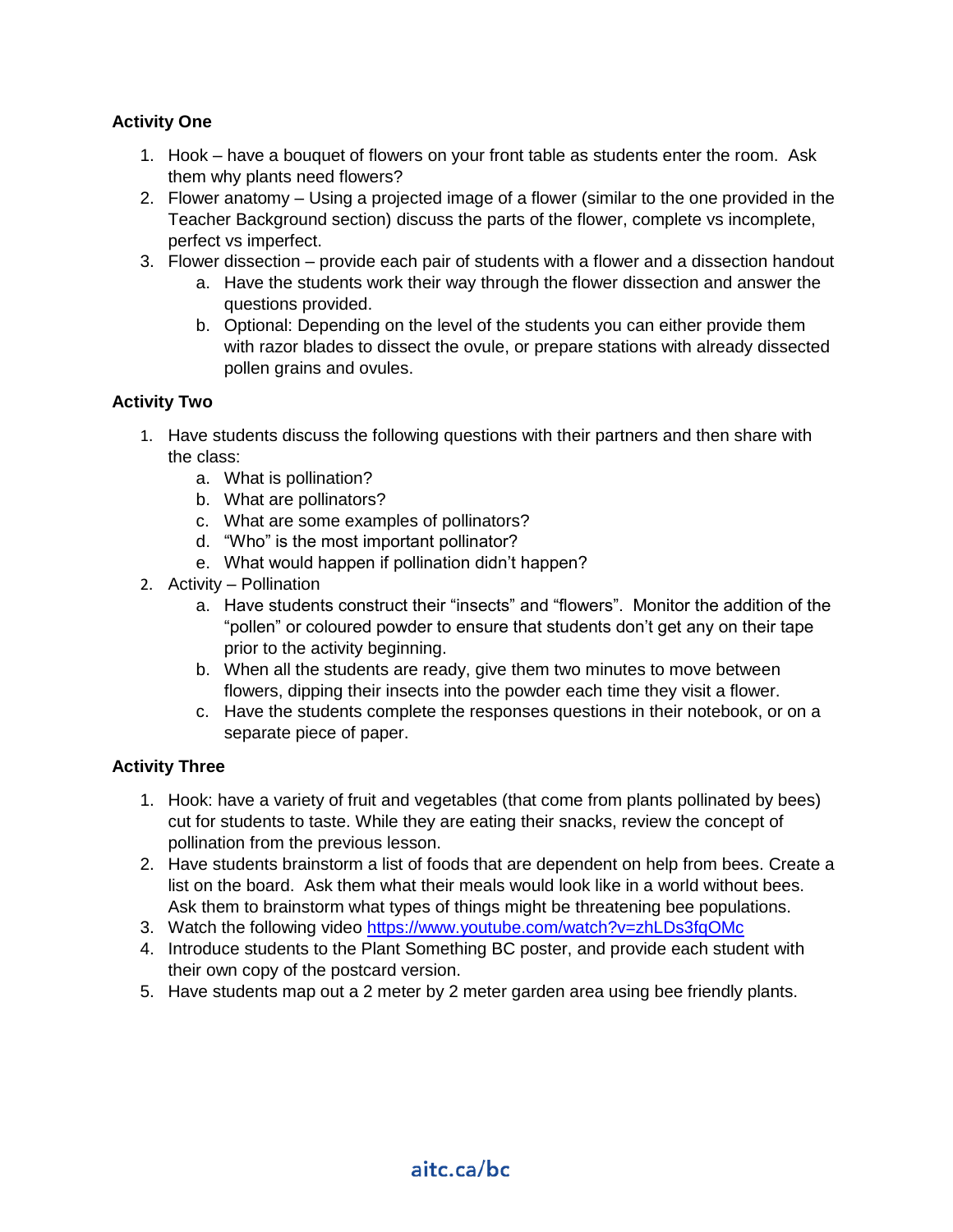**Activity One**

1. Hook – have a bouquet of flowers on your front table as students enter the room. Ask them why plants need flowers?
2. Flower anatomy – Using a projected image of a flower (similar to the one provided in the Teacher Background section) discuss the parts of the flower, complete vs incomplete, perfect vs imperfect.
3. Flower dissection – provide each pair of students with a flower and a dissection handout
   a. Have the students work their way through the flower dissection and answer the questions provided.
   b. Optional: Depending on the level of the students you can either provide them with razor blades to dissect the ovule, or prepare stations with already dissected pollen grains and ovules.

**Activity Two**

1. Have students discuss the following questions with their partners and then share with the class:
   a. What is pollination?
   b. What are pollinators?
   c. What are some examples of pollinators?
   d. "Who" is the most important pollinator?
   e. What would happen if pollination didn't happen?
2. Activity – Pollination
   a. Have students construct their "insects" and "flowers". Monitor the addition of the "pollen" or coloured powder to ensure that students don't get any on their tape prior to the activity beginning.
   b. When all the students are ready, give them two minutes to move between flowers, dipping their insects into the powder each time they visit a flower.
   c. Have the students complete the responses questions in their notebook, or on a separate piece of paper.

**Activity Three**

1. Hook: have a variety of fruit and vegetables (that come from plants pollinated by bees) cut for students to taste. While they are eating their snacks, review the concept of pollination from the previous lesson.
2. Have students brainstorm a list of foods that are dependent on help from bees. Create a list on the board. Ask them what their meals would look like in a world without bees. Ask them to brainstorm what types of things might be threatening bee populations.
3. Watch the following video https://www.youtube.com/watch?v=zhLDs3fqOMc
4. Introduce students to the Plant Something BC poster, and provide each student with their own copy of the postcard version.
5. Have students map out a 2 meter by 2 meter garden area using bee friendly plants.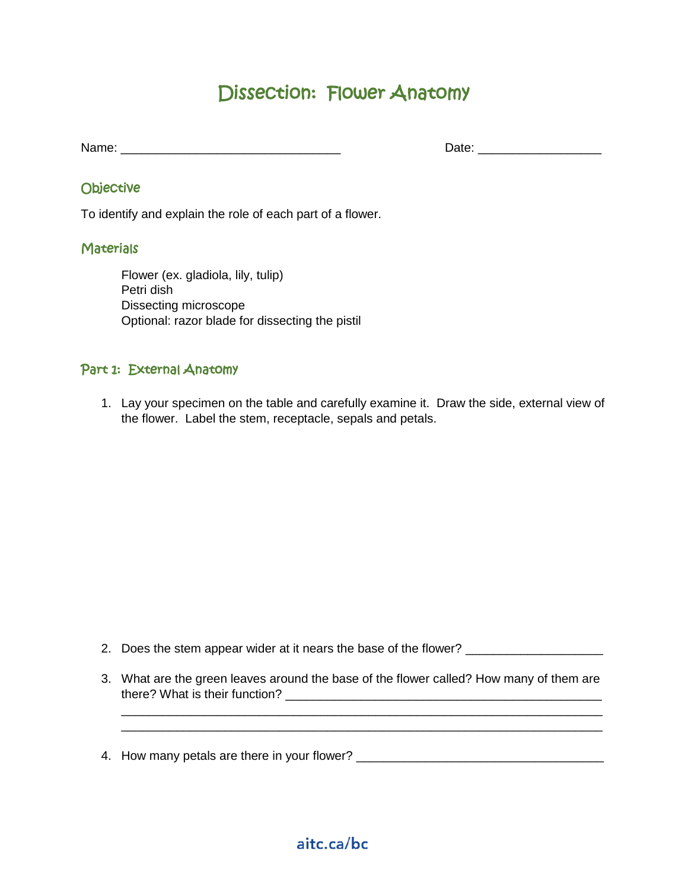# Dissection: Flower Anatomy

Name: ________________________________ Date: __________________

## Objective

To identify and explain the role of each part of a flower.

## Materials

Flower (ex. gladiola, lily, tulip)
Petri dish
Dissecting microscope
Optional: razor blade for dissecting the pistil

## Part 1: External Anatomy

1. Lay your specimen on the table and carefully examine it. Draw the side, external view of the flower. Label the stem, receptacle, sepals and petals.

2. Does the stem appear wider at it nears the base of the flower? ____________________

3. What are the green leaves around the base of the flower called? How many of them are there? What is their function? ______________________________________________
_______________________________________________________________________
_______________________________________________________________________

4. How many petals are there in your flower? _____________________________________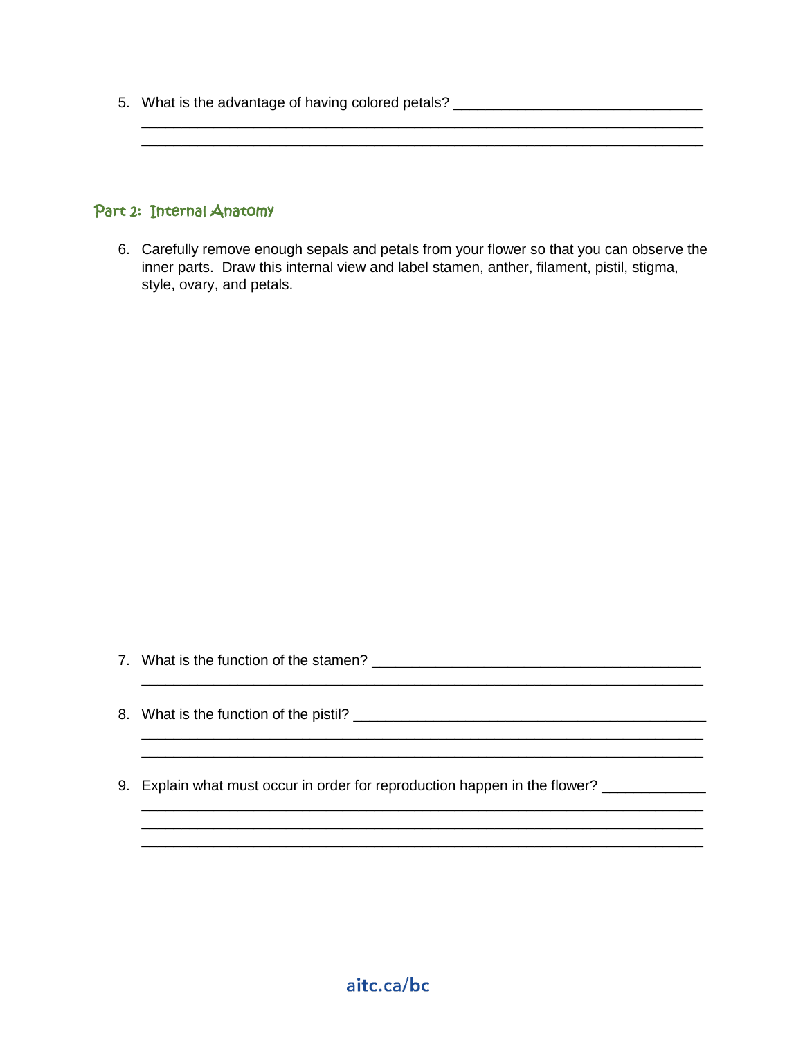5. What is the advantage of having colored petals? _______________________________
_____________________________________________________________________
_____________________________________________________________________

## Part 2: Internal Anatomy

6. Carefully remove enough sepals and petals from your flower so that you can observe the inner parts. Draw this internal view and label stamen, anther, filament, pistil, stigma, style, ovary, and petals.

7. What is the function of the stamen? _________________________________________
_____________________________________________________________________

8. What is the function of the pistil? ____________________________________________
_____________________________________________________________________
_____________________________________________________________________

9. Explain what must occur in order for reproduction happen in the flower? ____________
_____________________________________________________________________
_____________________________________________________________________
_____________________________________________________________________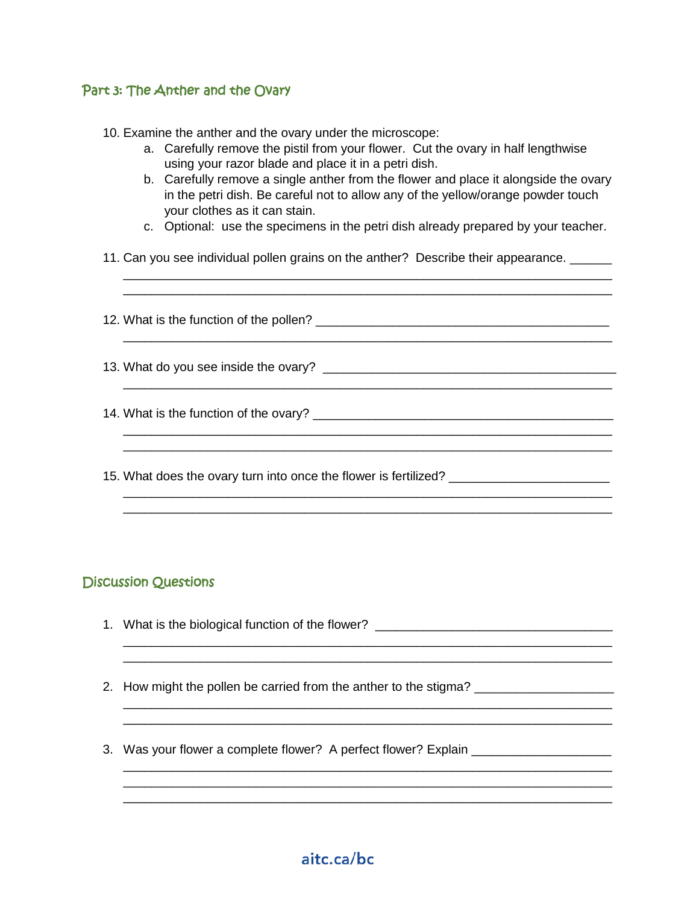## Part 3: The Anther and the Ovary

10. Examine the anther and the ovary under the microscope:
    a. Carefully remove the pistil from your flower. Cut the ovary in half lengthwise using your razor blade and place it in a petri dish.
    b. Carefully remove a single anther from the flower and place it alongside the ovary in the petri dish. Be careful not to allow any of the yellow/orange powder touch your clothes as it can stain.
    c. Optional: use the specimens in the petri dish already prepared by your teacher.

11. Can you see individual pollen grains on the anther? Describe their appearance. ______
_________________________________________________________________
_________________________________________________________________

12. What is the function of the pollen? ___________________________________________
_________________________________________________________________

13. What do you see inside the ovary? ___________________________________________
_________________________________________________________________

14. What is the function of the ovary? ___________________________________________
_________________________________________________________________
_________________________________________________________________

15. What does the ovary turn into once the flower is fertilized? _____________________
_________________________________________________________________
_________________________________________________________________

## Discussion Questions

1. What is the biological function of the flower? ______________________________
_________________________________________________________________
_________________________________________________________________

2. How might the pollen be carried from the anther to the stigma? __________________
_________________________________________________________________
_________________________________________________________________

3. Was your flower a complete flower? A perfect flower? Explain __________________
_________________________________________________________________
_________________________________________________________________
_________________________________________________________________

aitc.ca/bc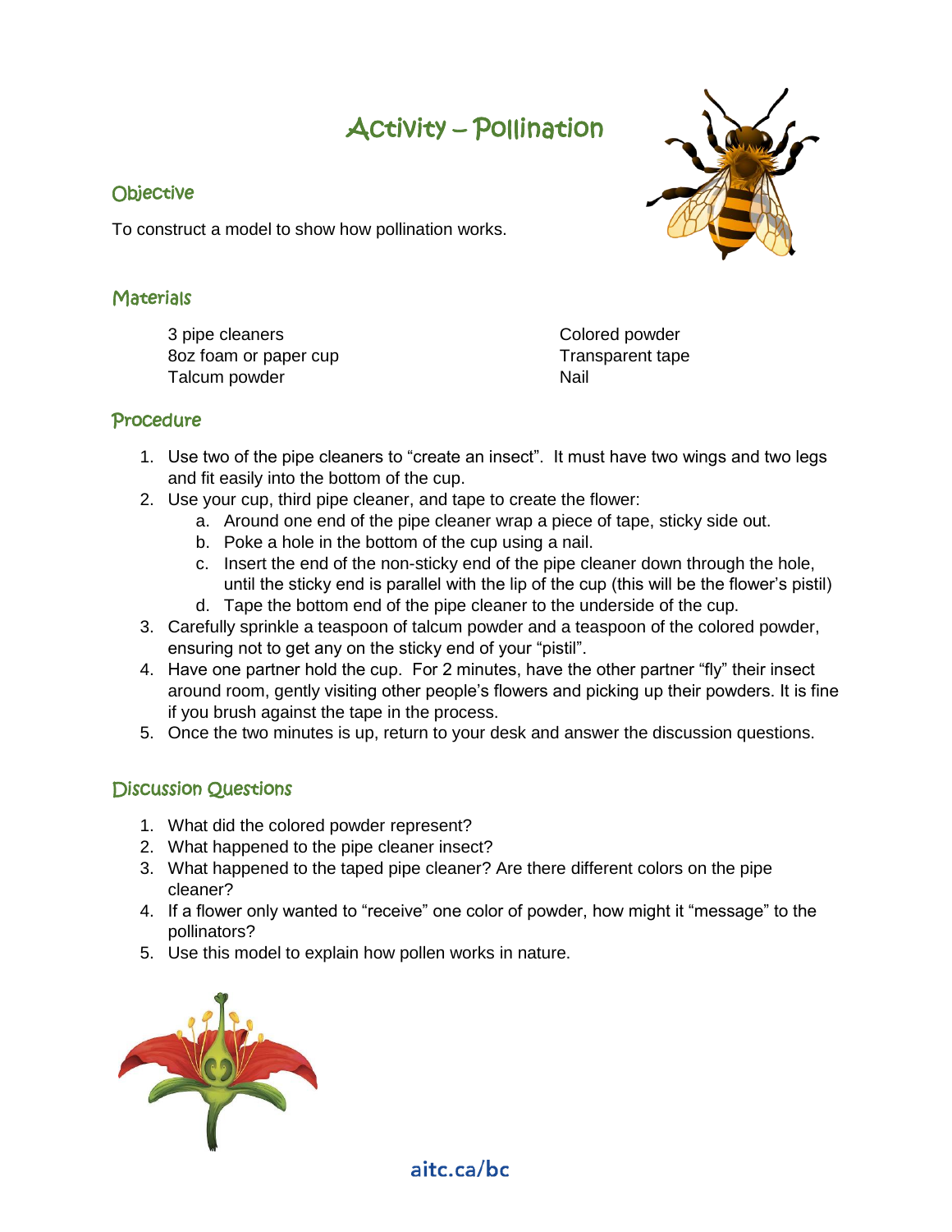# Activity – Pollination

## Objective

To construct a model to show how pollination works.

## Materials

- 3 pipe cleaners
- 8oz foam or paper cup
- Talcum powder
- Colored powder
- Transparent tape
- Nail

## Procedure

1. Use two of the pipe cleaners to "create an insect". It must have two wings and two legs and fit easily into the bottom of the cup.
2. Use your cup, third pipe cleaner, and tape to create the flower:
   a. Around one end of the pipe cleaner wrap a piece of tape, sticky side out.
   b. Poke a hole in the bottom of the cup using a nail.
   c. Insert the end of the non-sticky end of the pipe cleaner down through the hole, until the sticky end is parallel with the lip of the cup (this will be the flower's pistil)
   d. Tape the bottom end of the pipe cleaner to the underside of the cup.
3. Carefully sprinkle a teaspoon of talcum powder and a teaspoon of the colored powder, ensuring not to get any on the sticky end of your "pistil".
4. Have one partner hold the cup. For 2 minutes, have the other partner "fly" their insect around room, gently visiting other people's flowers and picking up their powders. It is fine if you brush against the tape in the process.
5. Once the two minutes is up, return to your desk and answer the discussion questions.

## Discussion Questions

1. What did the colored powder represent?
2. What happened to the pipe cleaner insect?
3. What happened to the taped pipe cleaner? Are there different colors on the pipe cleaner?
4. If a flower only wanted to "receive" one color of powder, how might it "message" to the pollinators?
5. Use this model to explain how pollen works in nature.

aitc.ca/bc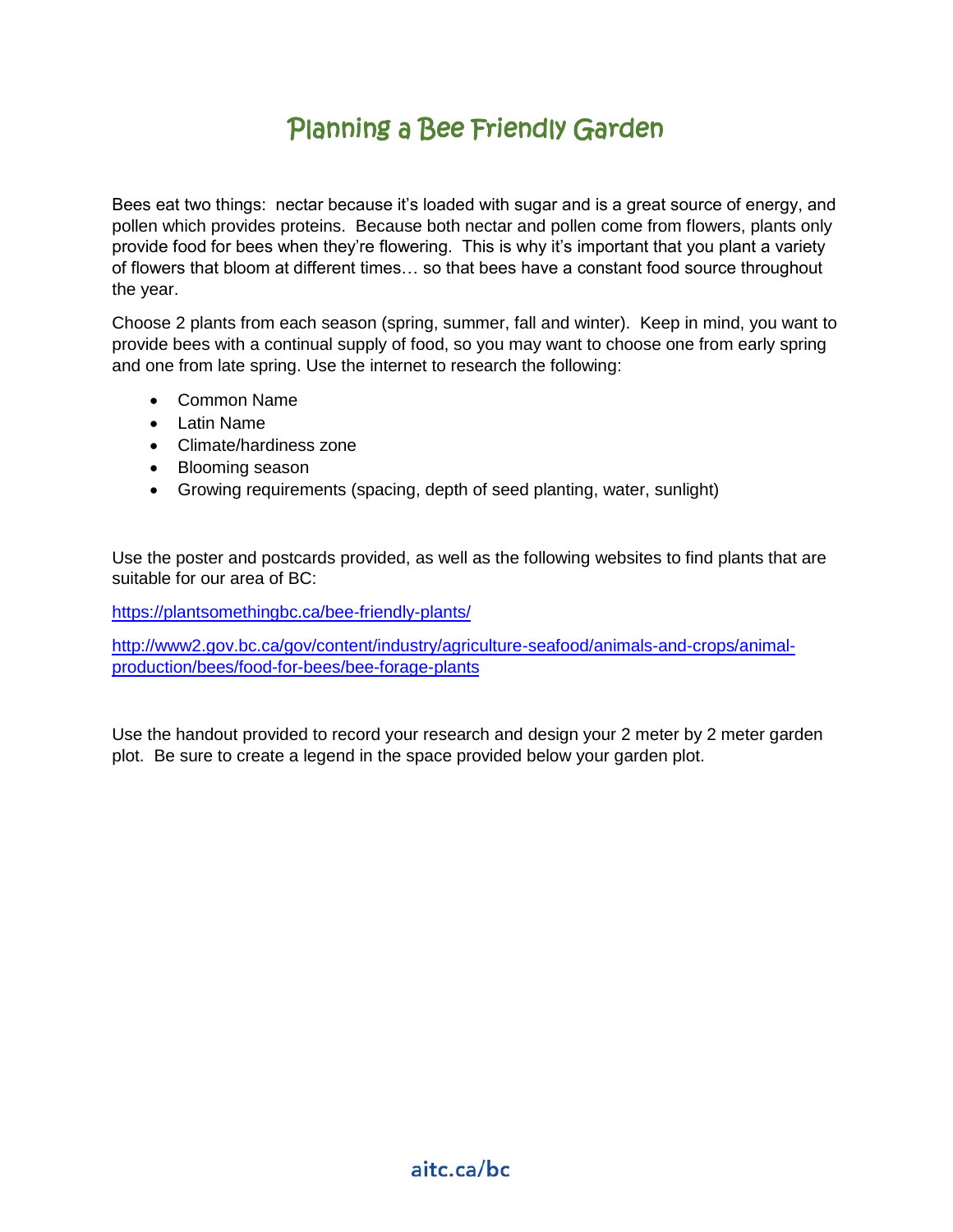# Planning a Bee Friendly Garden

Bees eat two things: nectar because it's loaded with sugar and is a great source of energy, and pollen which provides proteins. Because both nectar and pollen come from flowers, plants only provide food for bees when they're flowering. This is why it's important that you plant a variety of flowers that bloom at different times… so that bees have a constant food source throughout the year.

Choose 2 plants from each season (spring, summer, fall and winter). Keep in mind, you want to provide bees with a continual supply of food, so you may want to choose one from early spring and one from late spring. Use the internet to research the following:

- Common Name
- Latin Name
- Climate/hardiness zone
- Blooming season
- Growing requirements (spacing, depth of seed planting, water, sunlight)

Use the poster and postcards provided, as well as the following websites to find plants that are suitable for our area of BC:

https://plantsomethingbc.ca/bee-friendly-plants/

http://www2.gov.bc.ca/gov/content/industry/agriculture-seafood/animals-and-crops/animal-production/bees/food-for-bees/bee-forage-plants

Use the handout provided to record your research and design your 2 meter by 2 meter garden plot. Be sure to create a legend in the space provided below your garden plot.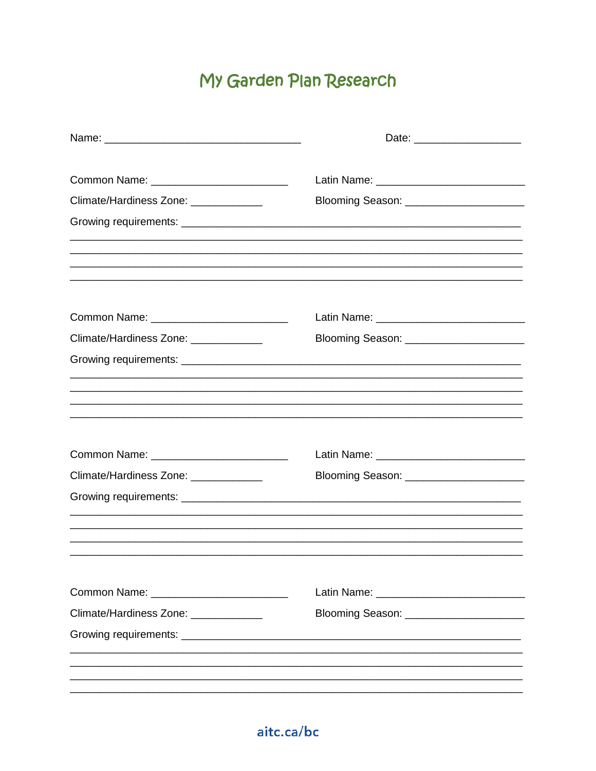# My Garden Plan Research

Name: ________________________________ Date: __________________

Common Name: ______________________ Latin Name: ________________________

Climate/Hardiness Zone: ____________ Blooming Season: ____________________

Growing requirements: ________________________________________________________

___________________________________________________________________________

___________________________________________________________________________

___________________________________________________________________________

___________________________________________________________________________

Common Name: ______________________ Latin Name: ________________________

Climate/Hardiness Zone: ____________ Blooming Season: ____________________

Growing requirements: ________________________________________________________

___________________________________________________________________________

___________________________________________________________________________

___________________________________________________________________________

___________________________________________________________________________

Common Name: ______________________ Latin Name: ________________________

Climate/Hardiness Zone: ____________ Blooming Season: ____________________

Growing requirements: ________________________________________________________

___________________________________________________________________________

___________________________________________________________________________

___________________________________________________________________________

___________________________________________________________________________

Common Name: ______________________ Latin Name: ________________________

Climate/Hardiness Zone: ____________ Blooming Season: ____________________

Growing requirements: ________________________________________________________

___________________________________________________________________________

___________________________________________________________________________

___________________________________________________________________________

___________________________________________________________________________

aitc.ca/bc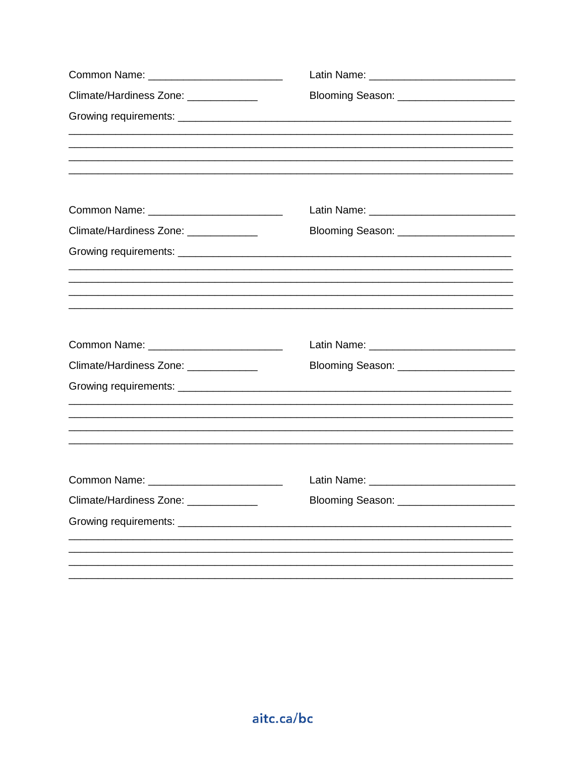Common Name: ______________________ Latin Name: ________________________

Climate/Hardiness Zone: ____________ Blooming Season: ___________________

Growing requirements: _______________________________________________________

_____________________________________________________________________________

_____________________________________________________________________________

_____________________________________________________________________________

_____________________________________________________________________________

Common Name: ______________________ Latin Name: ________________________

Climate/Hardiness Zone: ____________ Blooming Season: ___________________

Growing requirements: _______________________________________________________

_____________________________________________________________________________

_____________________________________________________________________________

_____________________________________________________________________________

_____________________________________________________________________________

Common Name: ______________________ Latin Name: ________________________

Climate/Hardiness Zone: ____________ Blooming Season: ___________________

Growing requirements: _______________________________________________________

_____________________________________________________________________________

_____________________________________________________________________________

_____________________________________________________________________________

_____________________________________________________________________________

Common Name: ______________________ Latin Name: ________________________

Climate/Hardiness Zone: ____________ Blooming Season: ___________________

Growing requirements: _______________________________________________________

_____________________________________________________________________________

_____________________________________________________________________________

_____________________________________________________________________________

_____________________________________________________________________________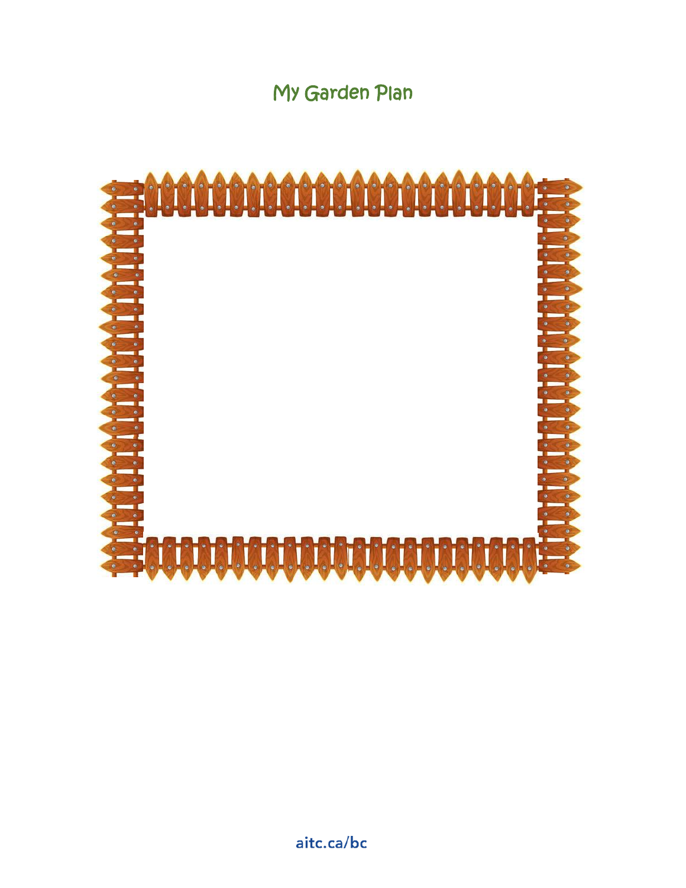# My Garden Plan